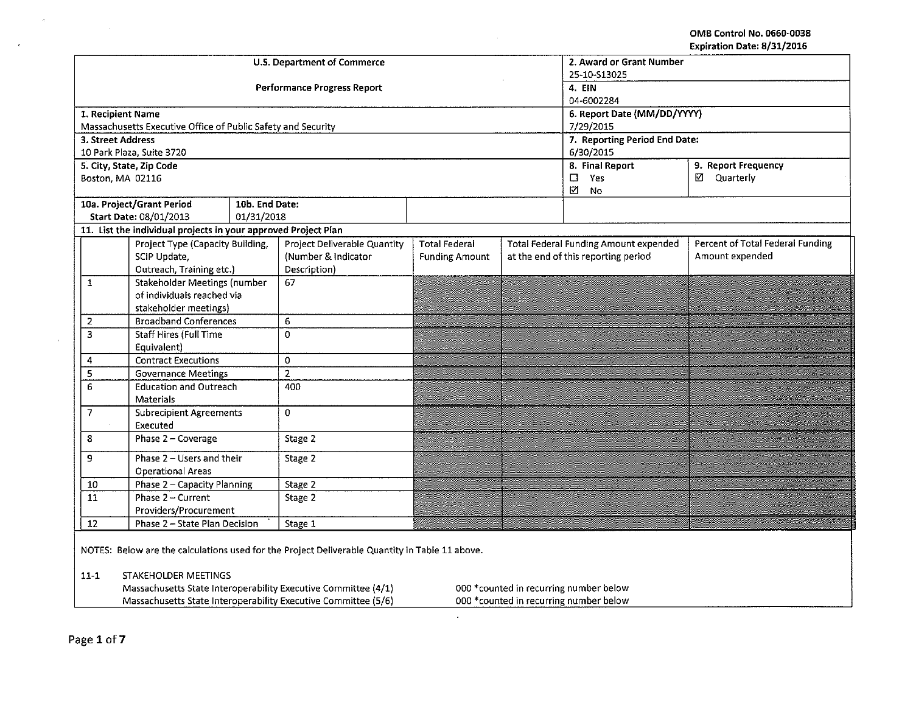OMB Control No. 0660-0038
Expiration Date: 8/31/2016

| U.S. Department of Commerce<br><br>Performance Progress Report | 2. Award or Grant Number<br>25-10-S13025 |
|---|---|
| | 4. EIN<br>04-6002284 |
| 1. Recipient Name<br>Massachusetts Executive Office of Public Safety and Security | 6. Report Date (MM/DD/YYYY)<br>7/29/2015 |
| 3. Street Address<br>10 Park Plaza, Suite 3720 | 7. Reporting Period End Date:<br>6/30/2015 |
| 5. City, State, Zip Code<br>Boston, MA 02116 | 8. Final Report<br>☐ Yes<br>☑ No<br><br>9. Report Frequency<br>☑ Quarterly |
| 10a. Project/Grant Period<br>Start Date: 08/01/2013<br><br>10b. End Date:<br>01/31/2018 | |

11. List the individual projects in your approved Project Plan

| | Project Type (Capacity Building, SCIP Update, Outreach, Training etc.) | Project Deliverable Quantity (Number & Indicator Description) | Total Federal Funding Amount | Total Federal Funding Amount expended at the end of this reporting period | Percent of Total Federal Funding Amount expended |
|---|---|---|---|---|---|
| 1 | Stakeholder Meetings (number of individuals reached via stakeholder meetings) | 67 | | | |
| 2 | Broadband Conferences | 6 | | | |
| 3 | Staff Hires (Full Time Equivalent) | 0 | | | |
| 4 | Contract Executions | 0 | | | |
| 5 | Governance Meetings | 2 | | | |
| 6 | Education and Outreach Materials | 400 | | | |
| 7 | Subrecipient Agreements Executed | 0 | | | |
| 8 | Phase 2 – Coverage | Stage 2 | | | |
| 9 | Phase 2 – Users and their Operational Areas | Stage 2 | | | |
| 10 | Phase 2 – Capacity Planning | Stage 2 | | | |
| 11 | Phase 2 – Current Providers/Procurement | Stage 2 | | | |
| 12 | Phase 2 – State Plan Decision | Stage 1 | | | |

NOTES: Below are the calculations used for the Project Deliverable Quantity in Table 11 above.

11-1 STAKEHOLDER MEETINGS

| | |
|---|---|
| Massachusetts State Interoperability Executive Committee (4/1) | 000 *counted in recurring number below |
| Massachusetts State Interoperability Executive Committee (5/6) | 000 *counted in recurring number below |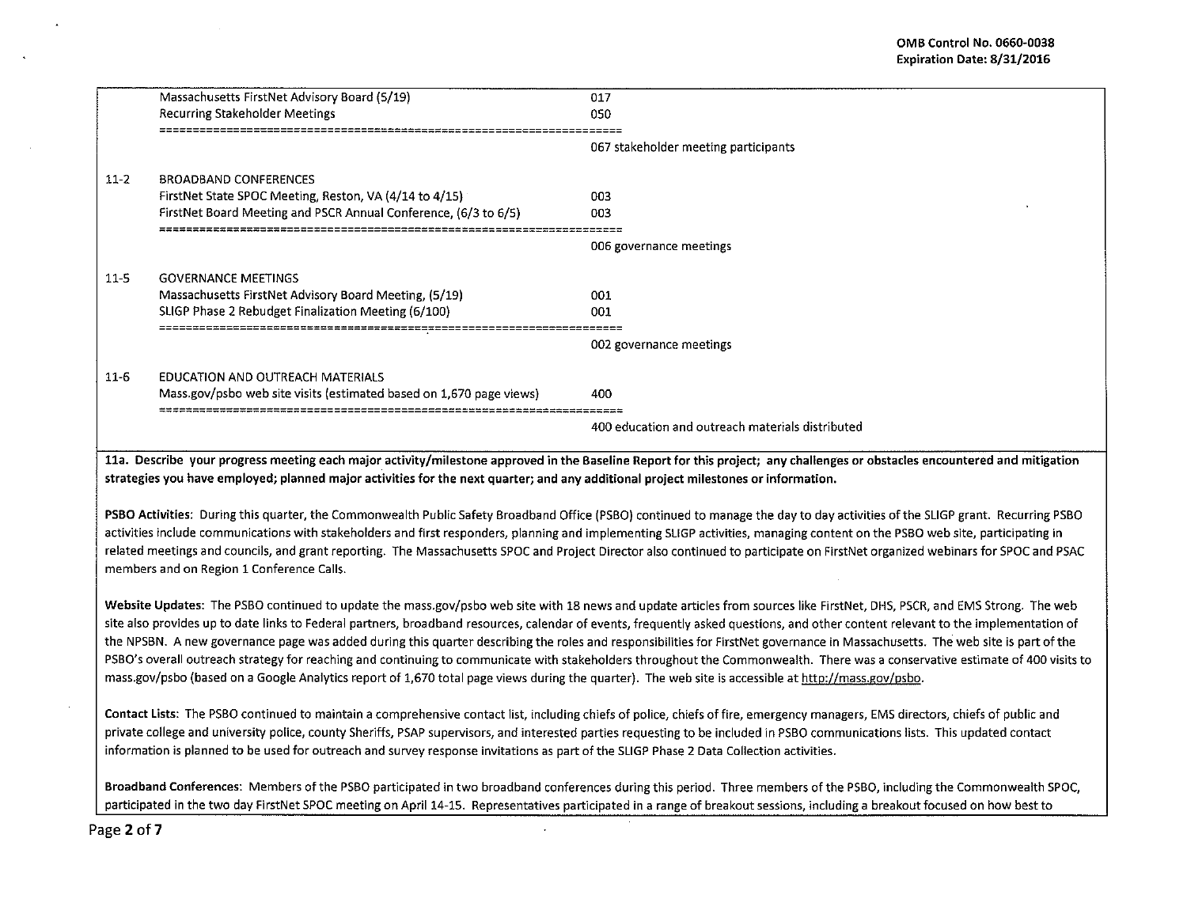| | | |
|---|---|---|
| | Massachusetts FirstNet Advisory Board (5/19) | 017 |
| | Recurring Stakeholder Meetings | 050 |
| | ==================================================================== | |
| | | 067 stakeholder meeting participants |
| 11-2 | BROADBAND CONFERENCES | |
| | FirstNet State SPOC Meeting, Reston, VA (4/14 to 4/15) | 003 |
| | FirstNet Board Meeting and PSCR Annual Conference, (6/3 to 6/5) | 003 |
| | ==================================================================== | |
| | | 006 governance meetings |
| 11-5 | GOVERNANCE MEETINGS | |
| | Massachusetts FirstNet Advisory Board Meeting, (5/19) | 001 |
| | SLIGP Phase 2 Rebudget Finalization Meeting (6/100) | 001 |
| | ==================================================================== | |
| | | 002 governance meetings |
| 11-6 | EDUCATION AND OUTREACH MATERIALS | |
| | Mass.gov/psbo web site visits (estimated based on 1,670 page views) | 400 |
| | ==================================================================== | |
| | | 400 education and outreach materials distributed |

**11a. Describe your progress meeting each major activity/milestone approved in the Baseline Report for this project; any challenges or obstacles encountered and mitigation strategies you have employed; planned major activities for the next quarter; and any additional project milestones or information.**

**PSBO Activities**: During this quarter, the Commonwealth Public Safety Broadband Office (PSBO) continued to manage the day to day activities of the SLIGP grant. Recurring PSBO activities include communications with stakeholders and first responders, planning and implementing SLIGP activities, managing content on the PSBO web site, participating in related meetings and councils, and grant reporting. The Massachusetts SPOC and Project Director also continued to participate on FirstNet organized webinars for SPOC and PSAC members and on Region 1 Conference Calls.

**Website Updates**: The PSBO continued to update the mass.gov/psbo web site with 18 news and update articles from sources like FirstNet, DHS, PSCR, and EMS Strong. The web site also provides up to date links to Federal partners, broadband resources, calendar of events, frequently asked questions, and other content relevant to the implementation of the NPSBN. A new governance page was added during this quarter describing the roles and responsibilities for FirstNet governance in Massachusetts. The web site is part of the PSBO's overall outreach strategy for reaching and continuing to communicate with stakeholders throughout the Commonwealth. There was a conservative estimate of 400 visits to mass.gov/psbo (based on a Google Analytics report of 1,670 total page views during the quarter). The web site is accessible at http://mass.gov/psbo.

**Contact Lists**: The PSBO continued to maintain a comprehensive contact list, including chiefs of police, chiefs of fire, emergency managers, EMS directors, chiefs of public and private college and university police, county Sheriffs, PSAP supervisors, and interested parties requesting to be included in PSBO communications lists. This updated contact information is planned to be used for outreach and survey response invitations as part of the SLIGP Phase 2 Data Collection activities.

**Broadband Conferences**: Members of the PSBO participated in two broadband conferences during this period. Three members of the PSBO, including the Commonwealth SPOC, participated in the two day FirstNet SPOC meeting on April 14-15. Representatives participated in a range of breakout sessions, including a breakout focused on how best to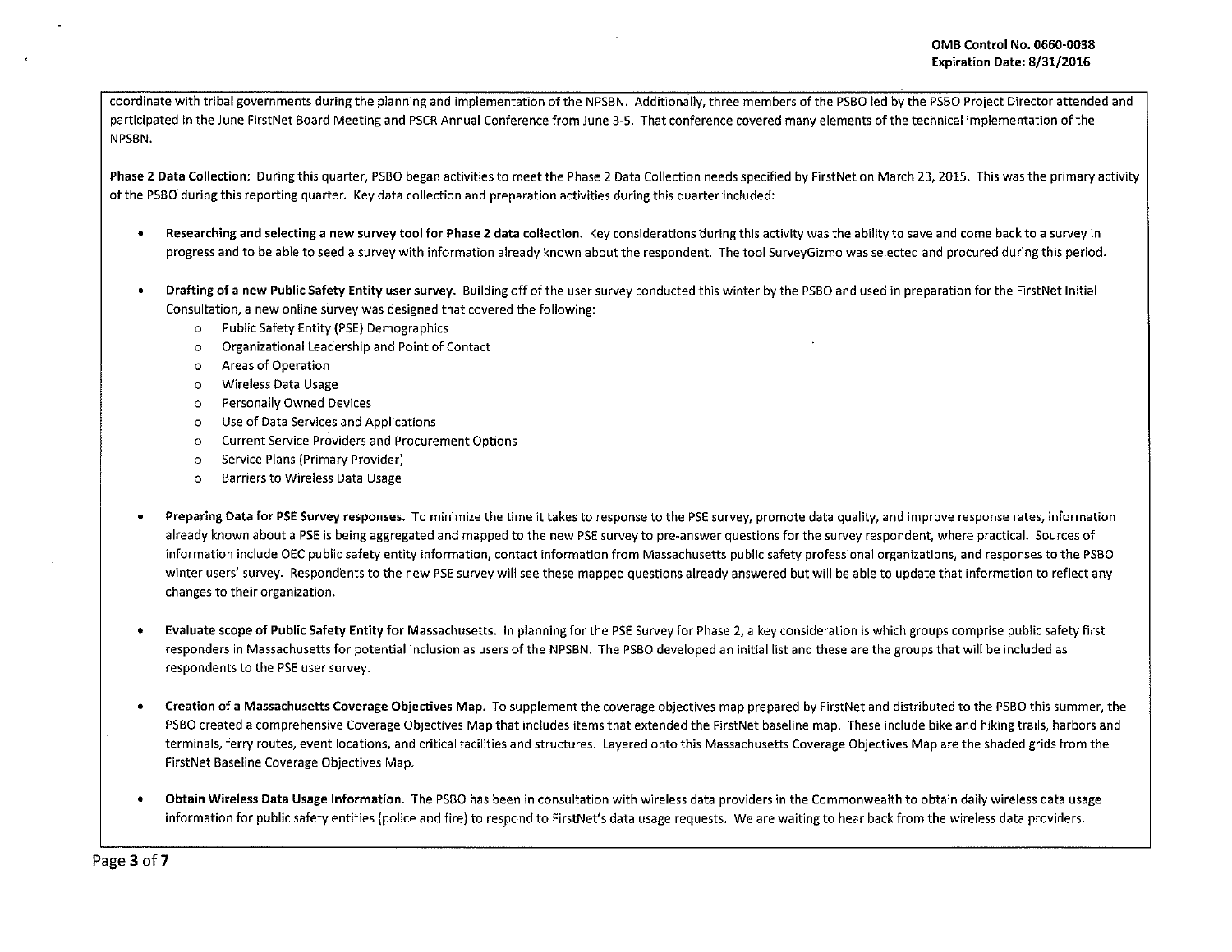coordinate with tribal governments during the planning and implementation of the NPSBN. Additionally, three members of the PSBO led by the PSBO Project Director attended and participated in the June FirstNet Board Meeting and PSCR Annual Conference from June 3-5. That conference covered many elements of the technical implementation of the NPSBN.

**Phase 2 Data Collection**: During this quarter, PSBO began activities to meet the Phase 2 Data Collection needs specified by FirstNet on March 23, 2015. This was the primary activity of the PSBO during this reporting quarter. Key data collection and preparation activities during this quarter included:

- **Researching and selecting a new survey tool for Phase 2 data collection.** Key considerations during this activity was the ability to save and come back to a survey in progress and to be able to seed a survey with information already known about the respondent. The tool SurveyGizmo was selected and procured during this period.

- **Drafting of a new Public Safety Entity user survey.** Building off of the user survey conducted this winter by the PSBO and used in preparation for the FirstNet Initial Consultation, a new online survey was designed that covered the following:
  - Public Safety Entity (PSE) Demographics
  - Organizational Leadership and Point of Contact
  - Areas of Operation
  - Wireless Data Usage
  - Personally Owned Devices
  - Use of Data Services and Applications
  - Current Service Providers and Procurement Options
  - Service Plans (Primary Provider)
  - Barriers to Wireless Data Usage

- **Preparing Data for PSE Survey responses.** To minimize the time it takes to response to the PSE survey, promote data quality, and improve response rates, information already known about a PSE is being aggregated and mapped to the new PSE survey to pre-answer questions for the survey respondent, where practical. Sources of information include OEC public safety entity information, contact information from Massachusetts public safety professional organizations, and responses to the PSBO winter users' survey. Respondents to the new PSE survey will see these mapped questions already answered but will be able to update that information to reflect any changes to their organization.

- **Evaluate scope of Public Safety Entity for Massachusetts.** In planning for the PSE Survey for Phase 2, a key consideration is which groups comprise public safety first responders in Massachusetts for potential inclusion as users of the NPSBN. The PSBO developed an initial list and these are the groups that will be included as respondents to the PSE user survey.

- **Creation of a Massachusetts Coverage Objectives Map.** To supplement the coverage objectives map prepared by FirstNet and distributed to the PSBO this summer, the PSBO created a comprehensive Coverage Objectives Map that includes items that extended the FirstNet baseline map. These include bike and hiking trails, harbors and terminals, ferry routes, event locations, and critical facilities and structures. Layered onto this Massachusetts Coverage Objectives Map are the shaded grids from the FirstNet Baseline Coverage Objectives Map.

- **Obtain Wireless Data Usage Information.** The PSBO has been in consultation with wireless data providers in the Commonwealth to obtain daily wireless data usage information for public safety entities (police and fire) to respond to FirstNet's data usage requests. We are waiting to hear back from the wireless data providers.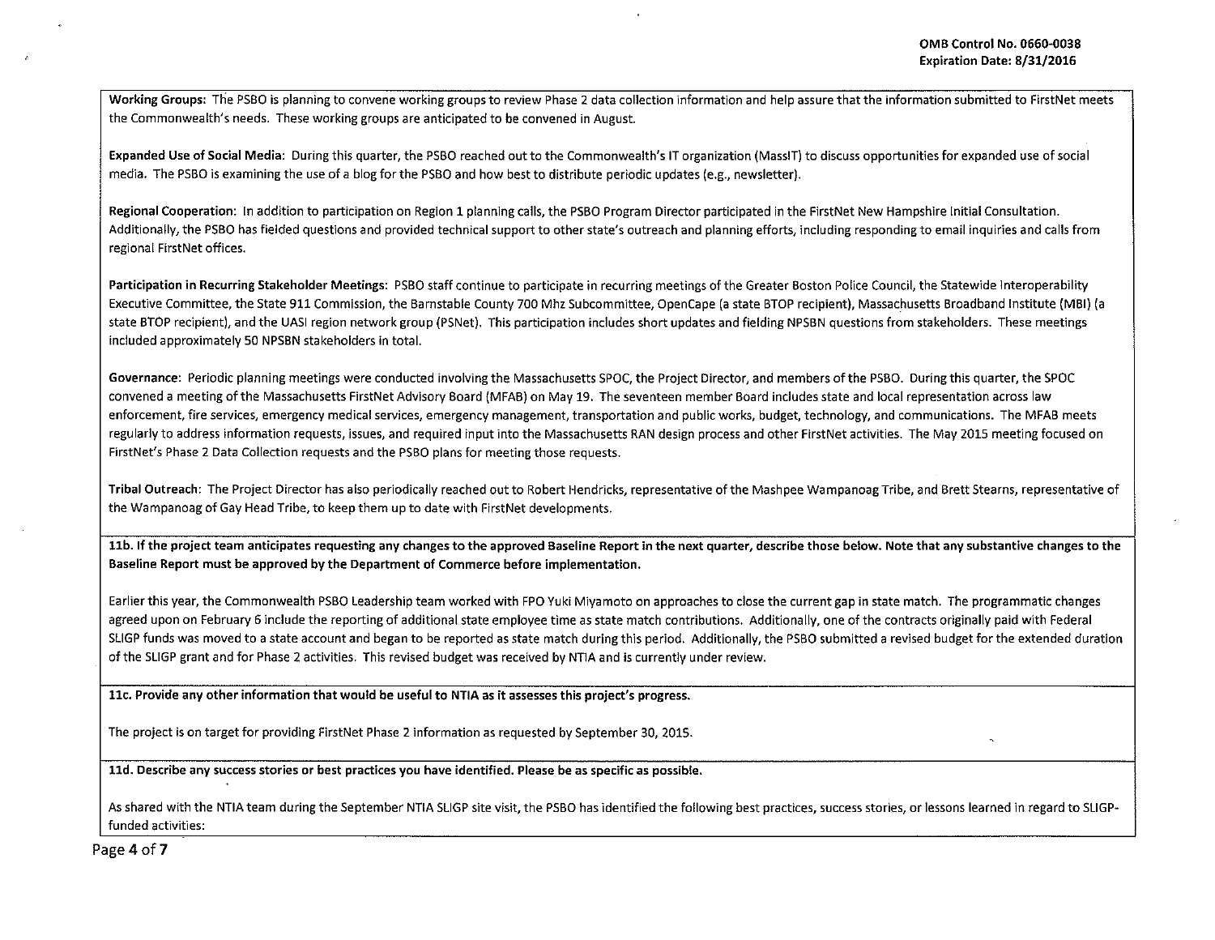**Working Groups:** The PSBO is planning to convene working groups to review Phase 2 data collection information and help assure that the information submitted to FirstNet meets the Commonwealth's needs. These working groups are anticipated to be convened in August.

**Expanded Use of Social Media:** During this quarter, the PSBO reached out to the Commonwealth's IT organization (MassIT) to discuss opportunities for expanded use of social media. The PSBO is examining the use of a blog for the PSBO and how best to distribute periodic updates (e.g., newsletter).

**Regional Cooperation:** In addition to participation on Region 1 planning calls, the PSBO Program Director participated in the FirstNet New Hampshire Initial Consultation. Additionally, the PSBO has fielded questions and provided technical support to other state's outreach and planning efforts, including responding to email inquiries and calls from regional FirstNet offices.

**Participation in Recurring Stakeholder Meetings:** PSBO staff continue to participate in recurring meetings of the Greater Boston Police Council, the Statewide Interoperability Executive Committee, the State 911 Commission, the Barnstable County 700 Mhz Subcommittee, OpenCape (a state BTOP recipient), Massachusetts Broadband Institute (MBI) (a state BTOP recipient), and the UASI region network group (PSNet). This participation includes short updates and fielding NPSBN questions from stakeholders. These meetings included approximately 50 NPSBN stakeholders in total.

**Governance:** Periodic planning meetings were conducted involving the Massachusetts SPOC, the Project Director, and members of the PSBO. During this quarter, the SPOC convened a meeting of the Massachusetts FirstNet Advisory Board (MFAB) on May 19. The seventeen member Board includes state and local representation across law enforcement, fire services, emergency medical services, emergency management, transportation and public works, budget, technology, and communications. The MFAB meets regularly to address information requests, issues, and required input into the Massachusetts RAN design process and other FirstNet activities. The May 2015 meeting focused on FirstNet's Phase 2 Data Collection requests and the PSBO plans for meeting those requests.

**Tribal Outreach:** The Project Director has also periodically reached out to Robert Hendricks, representative of the Mashpee Wampanoag Tribe, and Brett Stearns, representative of the Wampanoag of Gay Head Tribe, to keep them up to date with FirstNet developments.

**11b. If the project team anticipates requesting any changes to the approved Baseline Report in the next quarter, describe those below. Note that any substantive changes to the Baseline Report must be approved by the Department of Commerce before implementation.**

Earlier this year, the Commonwealth PSBO Leadership team worked with FPO Yuki Miyamoto on approaches to close the current gap in state match. The programmatic changes agreed upon on February 6 include the reporting of additional state employee time as state match contributions. Additionally, one of the contracts originally paid with Federal SLIGP funds was moved to a state account and began to be reported as state match during this period. Additionally, the PSBO submitted a revised budget for the extended duration of the SLIGP grant and for Phase 2 activities. This revised budget was received by NTIA and is currently under review.

**11c. Provide any other information that would be useful to NTIA as it assesses this project's progress.**

The project is on target for providing FirstNet Phase 2 information as requested by September 30, 2015.

**11d. Describe any success stories or best practices you have identified. Please be as specific as possible.**

As shared with the NTIA team during the September NTIA SLIGP site visit, the PSBO has identified the following best practices, success stories, or lessons learned in regard to SLIGP-funded activities: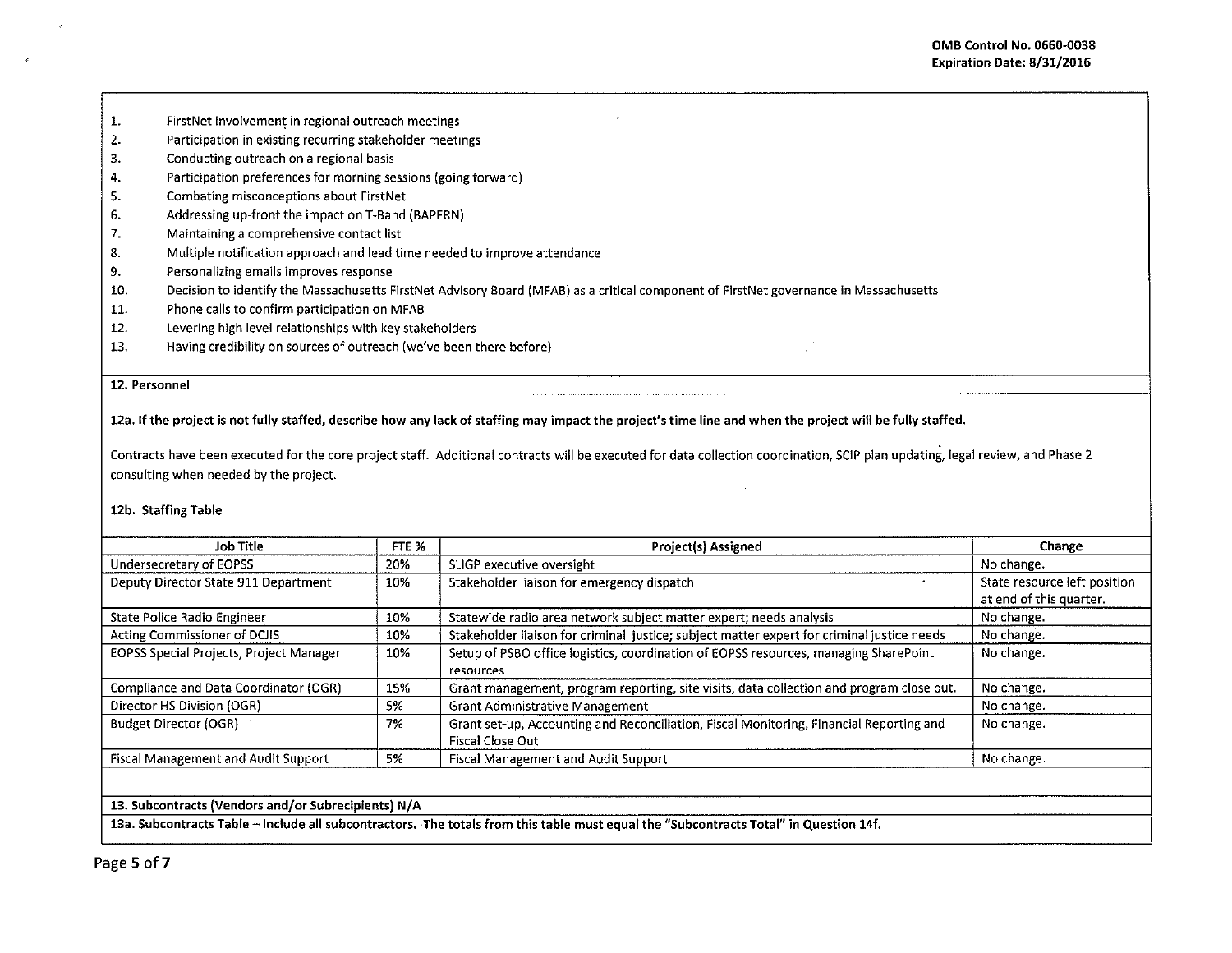1. FirstNet involvement in regional outreach meetings
2. Participation in existing recurring stakeholder meetings
3. Conducting outreach on a regional basis
4. Participation preferences for morning sessions (going forward)
5. Combating misconceptions about FirstNet
6. Addressing up-front the impact on T-Band (BAPERN)
7. Maintaining a comprehensive contact list
8. Multiple notification approach and lead time needed to improve attendance
9. Personalizing emails improves response
10. Decision to identify the Massachusetts FirstNet Advisory Board (MFAB) as a critical component of FirstNet governance in Massachusetts
11. Phone calls to confirm participation on MFAB
12. Levering high level relationships with key stakeholders
13. Having credibility on sources of outreach (we've been there before)

**12. Personnel**

**12a. If the project is not fully staffed, describe how any lack of staffing may impact the project's time line and when the project will be fully staffed.**

Contracts have been executed for the core project staff. Additional contracts will be executed for data collection coordination, SCIP plan updating, legal review, and Phase 2 consulting when needed by the project.

**12b. Staffing Table**

| Job Title | FTE % | Project(s) Assigned | Change |
|---|---|---|---|
| Undersecretary of EOPSS | 20% | SLIGP executive oversight | No change. |
| Deputy Director State 911 Department | 10% | Stakeholder liaison for emergency dispatch | State resource left position at end of this quarter. |
| State Police Radio Engineer | 10% | Statewide radio area network subject matter expert; needs analysis | No change. |
| Acting Commissioner of DCJIS | 10% | Stakeholder liaison for criminal justice; subject matter expert for criminal justice needs | No change. |
| EOPSS Special Projects, Project Manager | 10% | Setup of PSBO office logistics, coordination of EOPSS resources, managing SharePoint resources | No change. |
| Compliance and Data Coordinator (OGR) | 15% | Grant management, program reporting, site visits, data collection and program close out. | No change. |
| Director HS Division (OGR) | 5% | Grant Administrative Management | No change. |
| Budget Director (OGR) | 7% | Grant set-up, Accounting and Reconciliation, Fiscal Monitoring, Financial Reporting and Fiscal Close Out | No change. |
| Fiscal Management and Audit Support | 5% | Fiscal Management and Audit Support | No change. |

**13. Subcontracts (Vendors and/or Subrecipients) N/A**

**13a. Subcontracts Table – Include all subcontractors. The totals from this table must equal the "Subcontracts Total" in Question 14f.**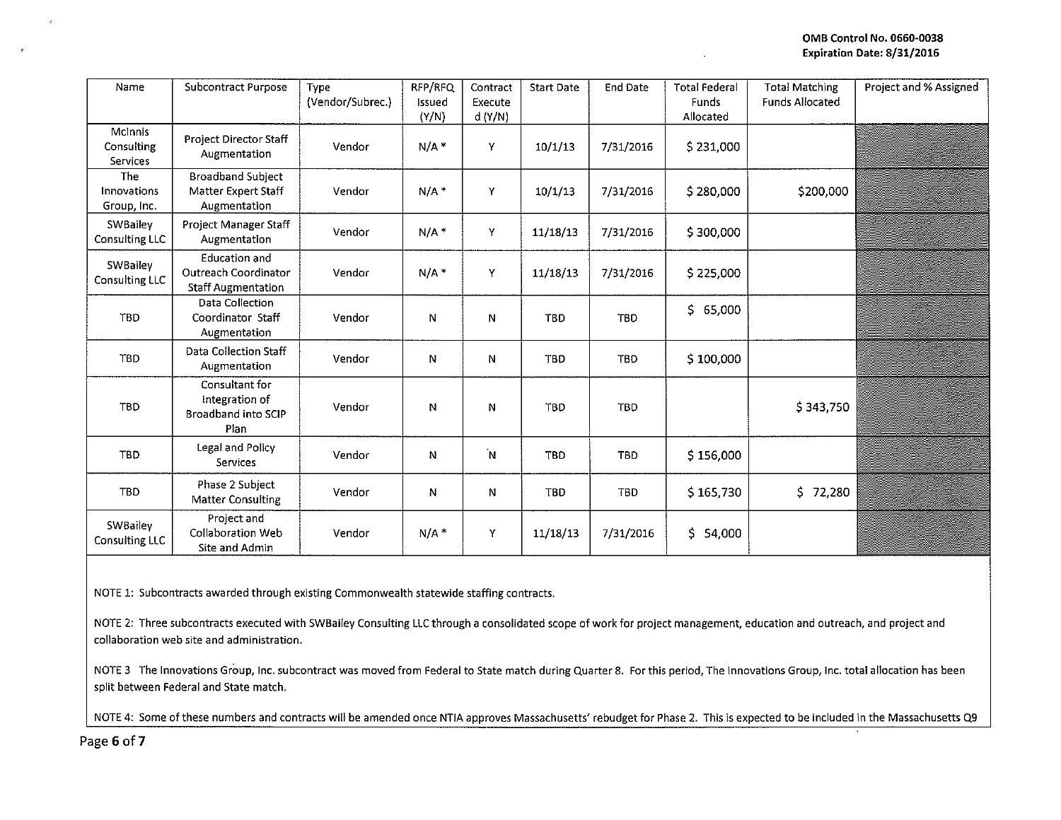| Name | Subcontract Purpose | Type (Vendor/Subrec.) | RFP/RFQ Issued (Y/N) | Contract Executed (Y/N) | Start Date | End Date | Total Federal Funds Allocated | Total Matching Funds Allocated | Project and % Assigned |
|---|---|---|---|---|---|---|---|---|---|
| McInnis Consulting Services | Project Director Staff Augmentation | Vendor | N/A * | Y | 10/1/13 | 7/31/2016 | $ 231,000 | | |
| The Innovations Group, Inc. | Broadband Subject Matter Expert Staff Augmentation | Vendor | N/A * | Y | 10/1/13 | 7/31/2016 | $ 280,000 | $200,000 | |
| SWBailey Consulting LLC | Project Manager Staff Augmentation | Vendor | N/A * | Y | 11/18/13 | 7/31/2016 | $ 300,000 | | |
| SWBailey Consulting LLC | Education and Outreach Coordinator Staff Augmentation | Vendor | N/A * | Y | 11/18/13 | 7/31/2016 | $ 225,000 | | |
| TBD | Data Collection Coordinator Staff Augmentation | Vendor | N | N | TBD | TBD | $ 65,000 | | |
| TBD | Data Collection Staff Augmentation | Vendor | N | N | TBD | TBD | $ 100,000 | | |
| TBD | Consultant for Integration of Broadband into SCIP Plan | Vendor | N | N | TBD | TBD | | $ 343,750 | |
| TBD | Legal and Policy Services | Vendor | N | N | TBD | TBD | $ 156,000 | | |
| TBD | Phase 2 Subject Matter Consulting | Vendor | N | N | TBD | TBD | $ 165,730 | $ 72,280 | |
| SWBailey Consulting LLC | Project and Collaboration Web Site and Admin | Vendor | N/A * | Y | 11/18/13 | 7/31/2016 | $ 54,000 | | |

NOTE 1: Subcontracts awarded through existing Commonwealth statewide staffing contracts.

NOTE 2: Three subcontracts executed with SWBailey Consulting LLC through a consolidated scope of work for project management, education and outreach, and project and collaboration web site and administration.

NOTE 3 The Innovations Group, Inc. subcontract was moved from Federal to State match during Quarter 8. For this period, The Innovations Group, Inc. total allocation has been split between Federal and State match.

NOTE 4: Some of these numbers and contracts will be amended once NTIA approves Massachusetts' rebudget for Phase 2. This is expected to be included in the Massachusetts Q9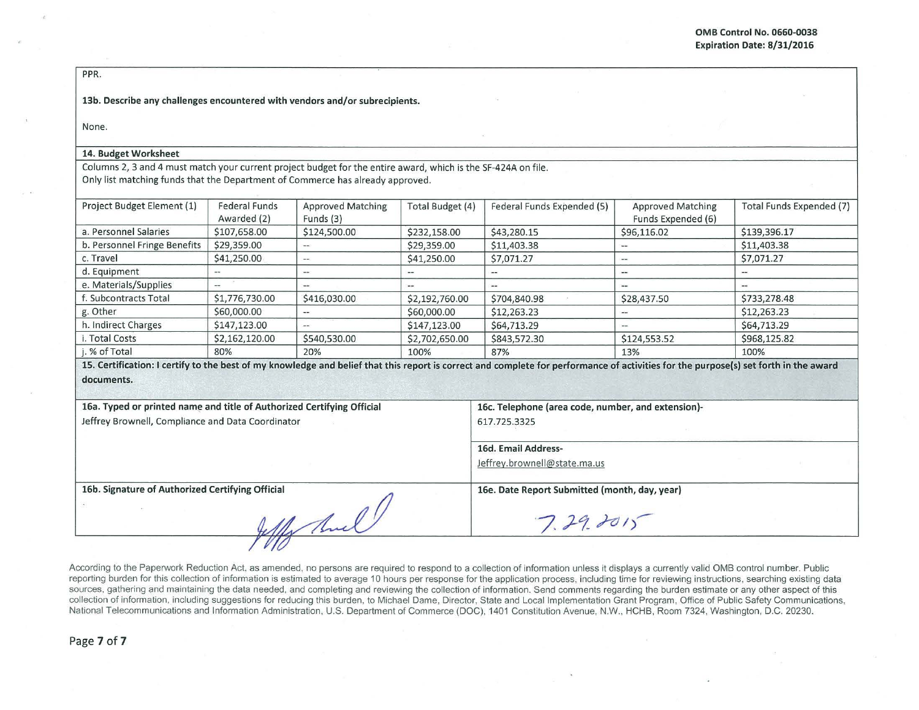PPR.

**13b. Describe any challenges encountered with vendors and/or subrecipients.**

None.

**14. Budget Worksheet**

Columns 2, 3 and 4 must match your current project budget for the entire award, which is the SF-424A on file.
Only list matching funds that the Department of Commerce has already approved.

| Project Budget Element (1) | Federal Funds Awarded (2) | Approved Matching Funds (3) | Total Budget (4) | Federal Funds Expended (5) | Approved Matching Funds Expended (6) | Total Funds Expended (7) |
|---|---|---|---|---|---|---|
| a. Personnel Salaries | $107,658.00 | $124,500.00 | $232,158.00 | $43,280.15 | $96,116.02 | $139,396.17 |
| b. Personnel Fringe Benefits | $29,359.00 | -- | $29,359.00 | $11,403.38 | -- | $11,403.38 |
| c. Travel | $41,250.00 | -- | $41,250.00 | $7,071.27 | -- | $7,071.27 |
| d. Equipment | -- | -- | -- | -- | -- | -- |
| e. Materials/Supplies | -- | -- | -- | -- | -- | -- |
| f. Subcontracts Total | $1,776,730.00 | $416,030.00 | $2,192,760.00 | $704,840.98 | $28,437.50 | $733,278.48 |
| g. Other | $60,000.00 | -- | $60,000.00 | $12,263.23 | -- | $12,263.23 |
| h. Indirect Charges | $147,123.00 | -- | $147,123.00 | $64,713.29 | -- | $64,713.29 |
| i. Total Costs | $2,162,120.00 | $540,530.00 | $2,702,650.00 | $843,572.30 | $124,553.52 | $968,125.82 |
| j. % of Total | 80% | 20% | 100% | 87% | 13% | 100% |

**15. Certification: I certify to the best of my knowledge and belief that this report is correct and complete for performance of activities for the purpose(s) set forth in the award documents.**

**16a. Typed or printed name and title of Authorized Certifying Official**
Jeffrey Brownell, Compliance and Data Coordinator

**16c. Telephone (area code, number, and extension)-**
617.725.3325

**16d. Email Address-**
Jeffrey.brownell@state.ma.us

**16b. Signature of Authorized Certifying Official**
Jeffrey Brownell

**16e. Date Report Submitted (month, day, year)**
7.29.2015

According to the Paperwork Reduction Act, as amended, no persons are required to respond to a collection of information unless it displays a currently valid OMB control number. Public reporting burden for this collection of information is estimated to average 10 hours per response for the application process, including time for reviewing instructions, searching existing data sources, gathering and maintaining the data needed, and completing and reviewing the collection of information. Send comments regarding the burden estimate or any other aspect of this collection of information, including suggestions for reducing this burden, to Michael Dame, Director, State and Local Implementation Grant Program, Office of Public Safety Communications, National Telecommunications and Information Administration, U.S. Department of Commerce (DOC), 1401 Constitution Avenue, N.W., HCHB, Room 7324, Washington, D.C. 20230.